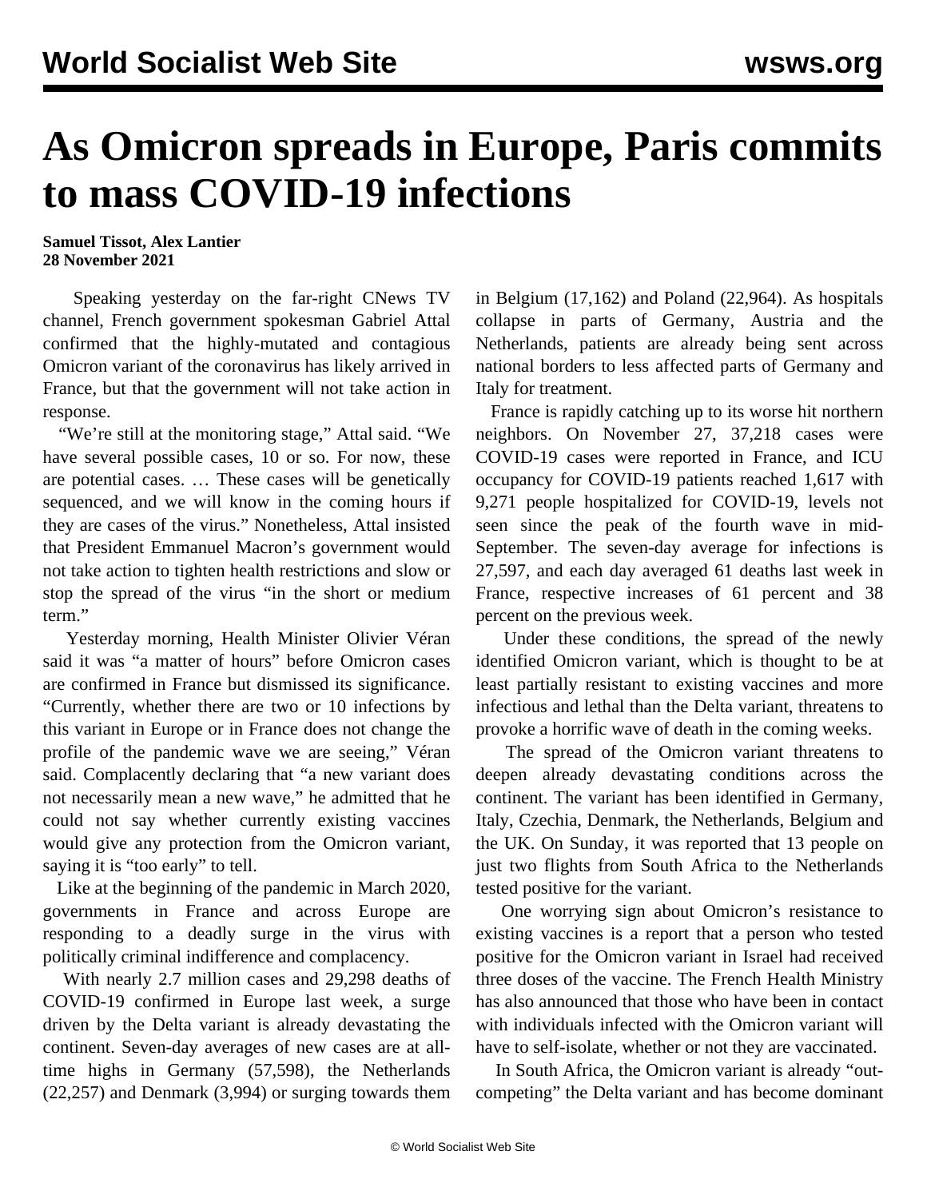# As Omicron spreads in Europe, Paris commits to mass COVID-19 infections

**Samuel Tissot, Alex Lantier**
**28 November 2021**

Speaking yesterday on the far-right CNews TV channel, French government spokesman Gabriel Attal confirmed that the highly-mutated and contagious Omicron variant of the coronavirus has likely arrived in France, but that the government will not take action in response.

"We're still at the monitoring stage," Attal said. "We have several possible cases, 10 or so. For now, these are potential cases. … These cases will be genetically sequenced, and we will know in the coming hours if they are cases of the virus." Nonetheless, Attal insisted that President Emmanuel Macron's government would not take action to tighten health restrictions and slow or stop the spread of the virus "in the short or medium term."

Yesterday morning, Health Minister Olivier Véran said it was "a matter of hours" before Omicron cases are confirmed in France but dismissed its significance. "Currently, whether there are two or 10 infections by this variant in Europe or in France does not change the profile of the pandemic wave we are seeing," Véran said. Complacently declaring that "a new variant does not necessarily mean a new wave," he admitted that he could not say whether currently existing vaccines would give any protection from the Omicron variant, saying it is "too early" to tell.

Like at the beginning of the pandemic in March 2020, governments in France and across Europe are responding to a deadly surge in the virus with politically criminal indifference and complacency.

With nearly 2.7 million cases and 29,298 deaths of COVID-19 confirmed in Europe last week, a surge driven by the Delta variant is already devastating the continent. Seven-day averages of new cases are at all-time highs in Germany (57,598), the Netherlands (22,257) and Denmark (3,994) or surging towards them in Belgium (17,162) and Poland (22,964). As hospitals collapse in parts of Germany, Austria and the Netherlands, patients are already being sent across national borders to less affected parts of Germany and Italy for treatment.

France is rapidly catching up to its worse hit northern neighbors. On November 27, 37,218 cases were COVID-19 cases were reported in France, and ICU occupancy for COVID-19 patients reached 1,617 with 9,271 people hospitalized for COVID-19, levels not seen since the peak of the fourth wave in mid-September. The seven-day average for infections is 27,597, and each day averaged 61 deaths last week in France, respective increases of 61 percent and 38 percent on the previous week.

Under these conditions, the spread of the newly identified Omicron variant, which is thought to be at least partially resistant to existing vaccines and more infectious and lethal than the Delta variant, threatens to provoke a horrific wave of death in the coming weeks.

The spread of the Omicron variant threatens to deepen already devastating conditions across the continent. The variant has been identified in Germany, Italy, Czechia, Denmark, the Netherlands, Belgium and the UK. On Sunday, it was reported that 13 people on just two flights from South Africa to the Netherlands tested positive for the variant.

One worrying sign about Omicron's resistance to existing vaccines is a report that a person who tested positive for the Omicron variant in Israel had received three doses of the vaccine. The French Health Ministry has also announced that those who have been in contact with individuals infected with the Omicron variant will have to self-isolate, whether or not they are vaccinated.

In South Africa, the Omicron variant is already "out-competing" the Delta variant and has become dominant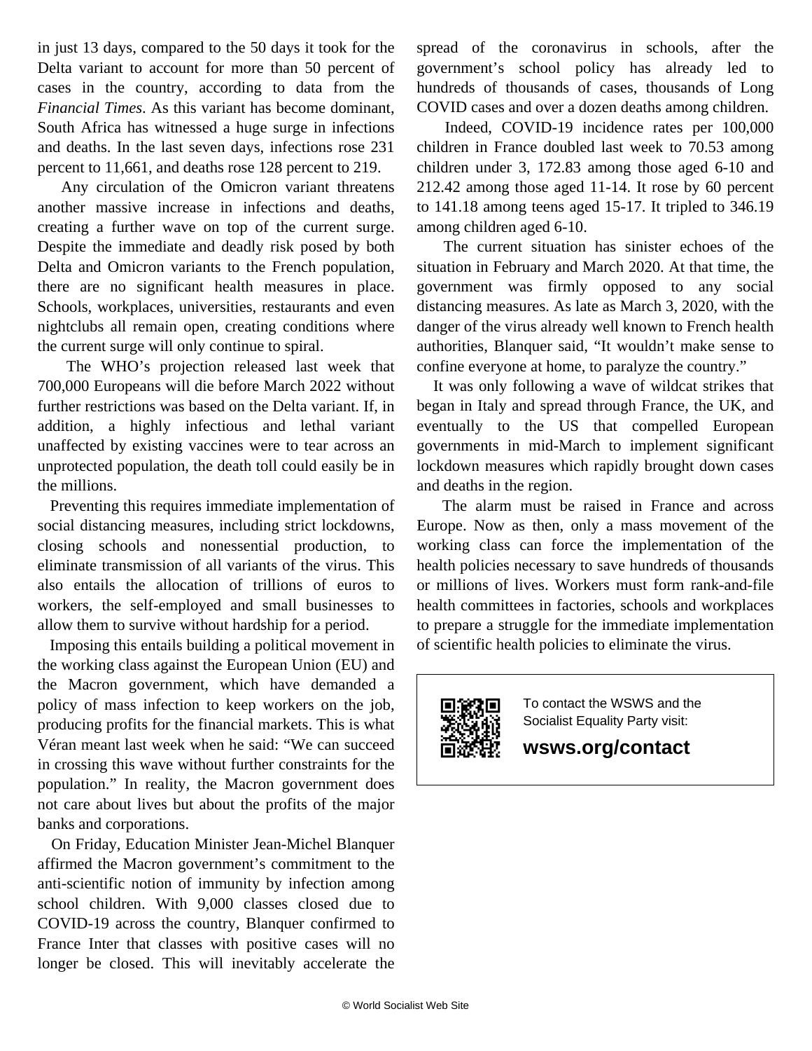in just 13 days, compared to the 50 days it took for the Delta variant to account for more than 50 percent of cases in the country, according to data from the *Financial Times*. As this variant has become dominant, South Africa has witnessed a huge surge in infections and deaths. In the last seven days, infections rose 231 percent to 11,661, and deaths rose 128 percent to 219.

Any circulation of the Omicron variant threatens another massive increase in infections and deaths, creating a further wave on top of the current surge. Despite the immediate and deadly risk posed by both Delta and Omicron variants to the French population, there are no significant health measures in place. Schools, workplaces, universities, restaurants and even nightclubs all remain open, creating conditions where the current surge will only continue to spiral.

The WHO's projection released last week that 700,000 Europeans will die before March 2022 without further restrictions was based on the Delta variant. If, in addition, a highly infectious and lethal variant unaffected by existing vaccines were to tear across an unprotected population, the death toll could easily be in the millions.

Preventing this requires immediate implementation of social distancing measures, including strict lockdowns, closing schools and nonessential production, to eliminate transmission of all variants of the virus. This also entails the allocation of trillions of euros to workers, the self-employed and small businesses to allow them to survive without hardship for a period.

Imposing this entails building a political movement in the working class against the European Union (EU) and the Macron government, which have demanded a policy of mass infection to keep workers on the job, producing profits for the financial markets. This is what Véran meant last week when he said: "We can succeed in crossing this wave without further constraints for the population." In reality, the Macron government does not care about lives but about the profits of the major banks and corporations.

On Friday, Education Minister Jean-Michel Blanquer affirmed the Macron government's commitment to the anti-scientific notion of immunity by infection among school children. With 9,000 classes closed due to COVID-19 across the country, Blanquer confirmed to France Inter that classes with positive cases will no longer be closed. This will inevitably accelerate the spread of the coronavirus in schools, after the government's school policy has already led to hundreds of thousands of cases, thousands of Long COVID cases and over a dozen deaths among children.

Indeed, COVID-19 incidence rates per 100,000 children in France doubled last week to 70.53 among children under 3, 172.83 among those aged 6-10 and 212.42 among those aged 11-14. It rose by 60 percent to 141.18 among teens aged 15-17. It tripled to 346.19 among children aged 6-10.

The current situation has sinister echoes of the situation in February and March 2020. At that time, the government was firmly opposed to any social distancing measures. As late as March 3, 2020, with the danger of the virus already well known to French health authorities, Blanquer said, "It wouldn't make sense to confine everyone at home, to paralyze the country."

It was only following a wave of wildcat strikes that began in Italy and spread through France, the UK, and eventually to the US that compelled European governments in mid-March to implement significant lockdown measures which rapidly brought down cases and deaths in the region.

The alarm must be raised in France and across Europe. Now as then, only a mass movement of the working class can force the implementation of the health policies necessary to save hundreds of thousands or millions of lives. Workers must form rank-and-file health committees in factories, schools and workplaces to prepare a struggle for the immediate implementation of scientific health policies to eliminate the virus.

To contact the WSWS and the Socialist Equality Party visit:

**wsws.org/contact**